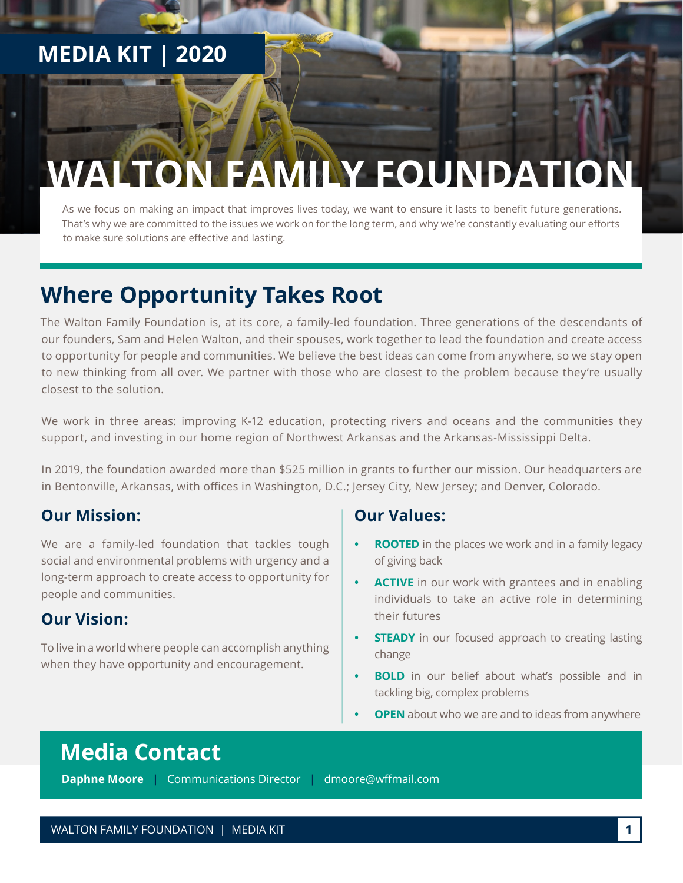MEDIA KIT | 2020

# WALTON FAMILY FOUNDATION

As we focus on making an impact that improves lives today, we want to ensure it lasts to benefit future generations. That's why we are committed to the issues we work on for the long term, and why we're constantly evaluating our efforts to make sure solutions are effective and lasting.

## Where Opportunity Takes Root

The Walton Family Foundation is, at its core, a family-led foundation. Three generations of the descendants of our founders, Sam and Helen Walton, and their spouses, work together to lead the foundation and create access to opportunity for people and communities. We believe the best ideas can come from anywhere, so we stay open to new thinking from all over. We partner with those who are closest to the problem because they're usually closest to the solution.

We work in three areas: improving K-12 education, protecting rivers and oceans and the communities they support, and investing in our home region of Northwest Arkansas and the Arkansas-Mississippi Delta.

In 2019, the foundation awarded more than $525 million in grants to further our mission. Our headquarters are in Bentonville, Arkansas, with offices in Washington, D.C.; Jersey City, New Jersey; and Denver, Colorado.

### Our Mission:

We are a family-led foundation that tackles tough social and environmental problems with urgency and a long-term approach to create access to opportunity for people and communities.

### Our Vision:

To live in a world where people can accomplish anything when they have opportunity and encouragement.

### Our Values:

- **ROOTED** in the places we work and in a family legacy of giving back
- **ACTIVE** in our work with grantees and in enabling individuals to take an active role in determining their futures
- **STEADY** in our focused approach to creating lasting change
- **BOLD** in our belief about what's possible and in tackling big, complex problems
- **OPEN** about who we are and to ideas from anywhere

## Media Contact

**Daphne Moore** | Communications Director | dmoore@wffmail.com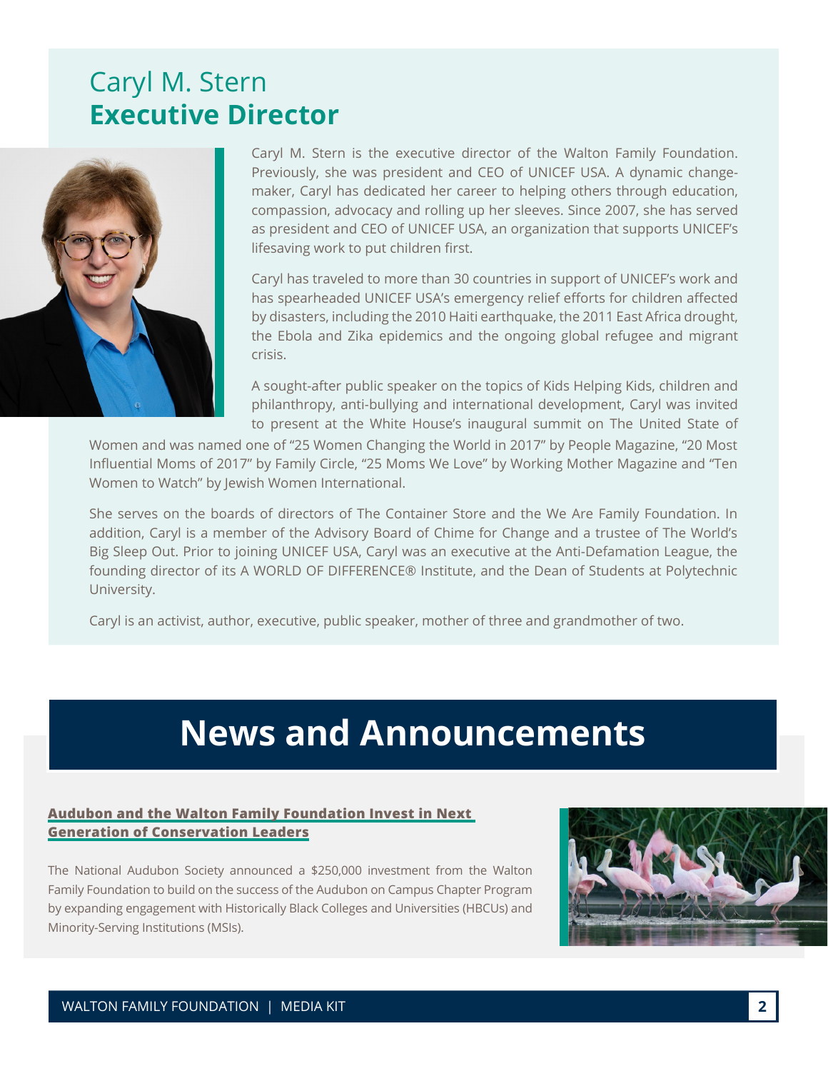# Caryl M. Stern
## **Executive Director**

Caryl M. Stern is the executive director of the Walton Family Foundation. Previously, she was president and CEO of UNICEF USA. A dynamic change-maker, Caryl has dedicated her career to helping others through education, compassion, advocacy and rolling up her sleeves. Since 2007, she has served as president and CEO of UNICEF USA, an organization that supports UNICEF's lifesaving work to put children first.

Caryl has traveled to more than 30 countries in support of UNICEF's work and has spearheaded UNICEF USA's emergency relief efforts for children affected by disasters, including the 2010 Haiti earthquake, the 2011 East Africa drought, the Ebola and Zika epidemics and the ongoing global refugee and migrant crisis.

A sought-after public speaker on the topics of Kids Helping Kids, children and philanthropy, anti-bullying and international development, Caryl was invited to present at the White House's inaugural summit on The United State of Women and was named one of "25 Women Changing the World in 2017" by People Magazine, "20 Most Influential Moms of 2017" by Family Circle, "25 Moms We Love" by Working Mother Magazine and "Ten Women to Watch" by Jewish Women International.

She serves on the boards of directors of The Container Store and the We Are Family Foundation. In addition, Caryl is a member of the Advisory Board of Chime for Change and a trustee of The World's Big Sleep Out. Prior to joining UNICEF USA, Caryl was an executive at the Anti-Defamation League, the founding director of its A WORLD OF DIFFERENCE® Institute, and the Dean of Students at Polytechnic University.

Caryl is an activist, author, executive, public speaker, mother of three and grandmother of two.

# News and Announcements

**Audubon and the Walton Family Foundation Invest in Next Generation of Conservation Leaders**

The National Audubon Society announced a $250,000 investment from the Walton Family Foundation to build on the success of the Audubon on Campus Chapter Program by expanding engagement with Historically Black Colleges and Universities (HBCUs) and Minority-Serving Institutions (MSIs).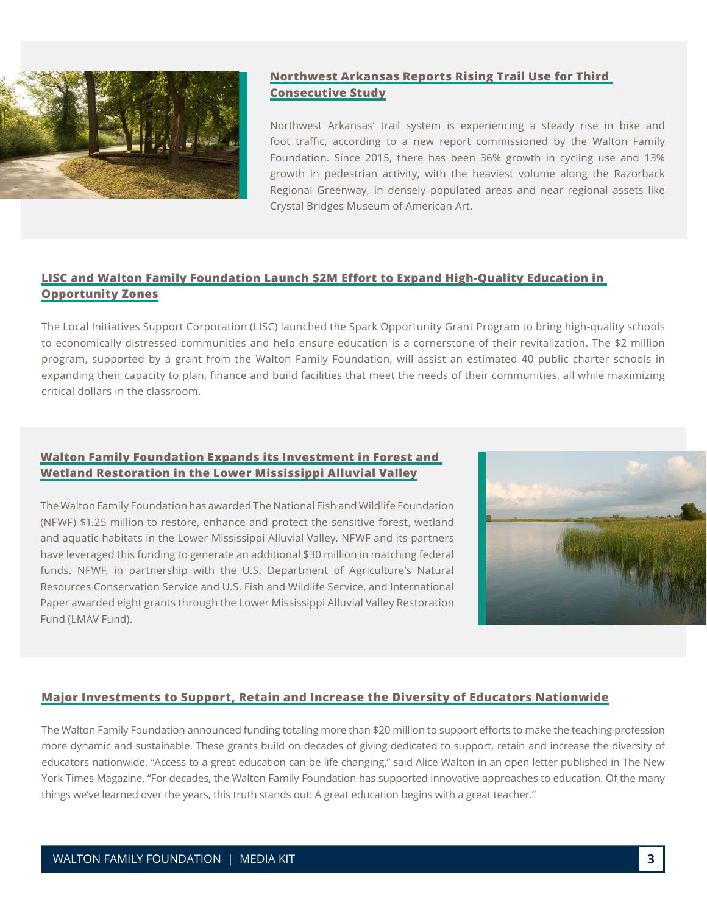## Northwest Arkansas Reports Rising Trail Use for Third Consecutive Study

Northwest Arkansas' trail system is experiencing a steady rise in bike and foot traffic, according to a new report commissioned by the Walton Family Foundation. Since 2015, there has been 36% growth in cycling use and 13% growth in pedestrian activity, with the heaviest volume along the Razorback Regional Greenway, in densely populated areas and near regional assets like Crystal Bridges Museum of American Art.

## LISC and Walton Family Foundation Launch $2M Effort to Expand High-Quality Education in Opportunity Zones

The Local Initiatives Support Corporation (LISC) launched the Spark Opportunity Grant Program to bring high-quality schools to economically distressed communities and help ensure education is a cornerstone of their revitalization. The $2 million program, supported by a grant from the Walton Family Foundation, will assist an estimated 40 public charter schools in expanding their capacity to plan, finance and build facilities that meet the needs of their communities, all while maximizing critical dollars in the classroom.

## Walton Family Foundation Expands its Investment in Forest and Wetland Restoration in the Lower Mississippi Alluvial Valley

The Walton Family Foundation has awarded The National Fish and Wildlife Foundation (NFWF) $1.25 million to restore, enhance and protect the sensitive forest, wetland and aquatic habitats in the Lower Mississippi Alluvial Valley. NFWF and its partners have leveraged this funding to generate an additional $30 million in matching federal funds. NFWF, in partnership with the U.S. Department of Agriculture's Natural Resources Conservation Service and U.S. Fish and Wildlife Service, and International Paper awarded eight grants through the Lower Mississippi Alluvial Valley Restoration Fund (LMAV Fund).

## Major Investments to Support, Retain and Increase the Diversity of Educators Nationwide

The Walton Family Foundation announced funding totaling more than $20 million to support efforts to make the teaching profession more dynamic and sustainable. These grants build on decades of giving dedicated to support, retain and increase the diversity of educators nationwide. "Access to a great education can be life changing," said Alice Walton in an open letter published in The New York Times Magazine. "For decades, the Walton Family Foundation has supported innovative approaches to education. Of the many things we've learned over the years, this truth stands out: A great education begins with a great teacher."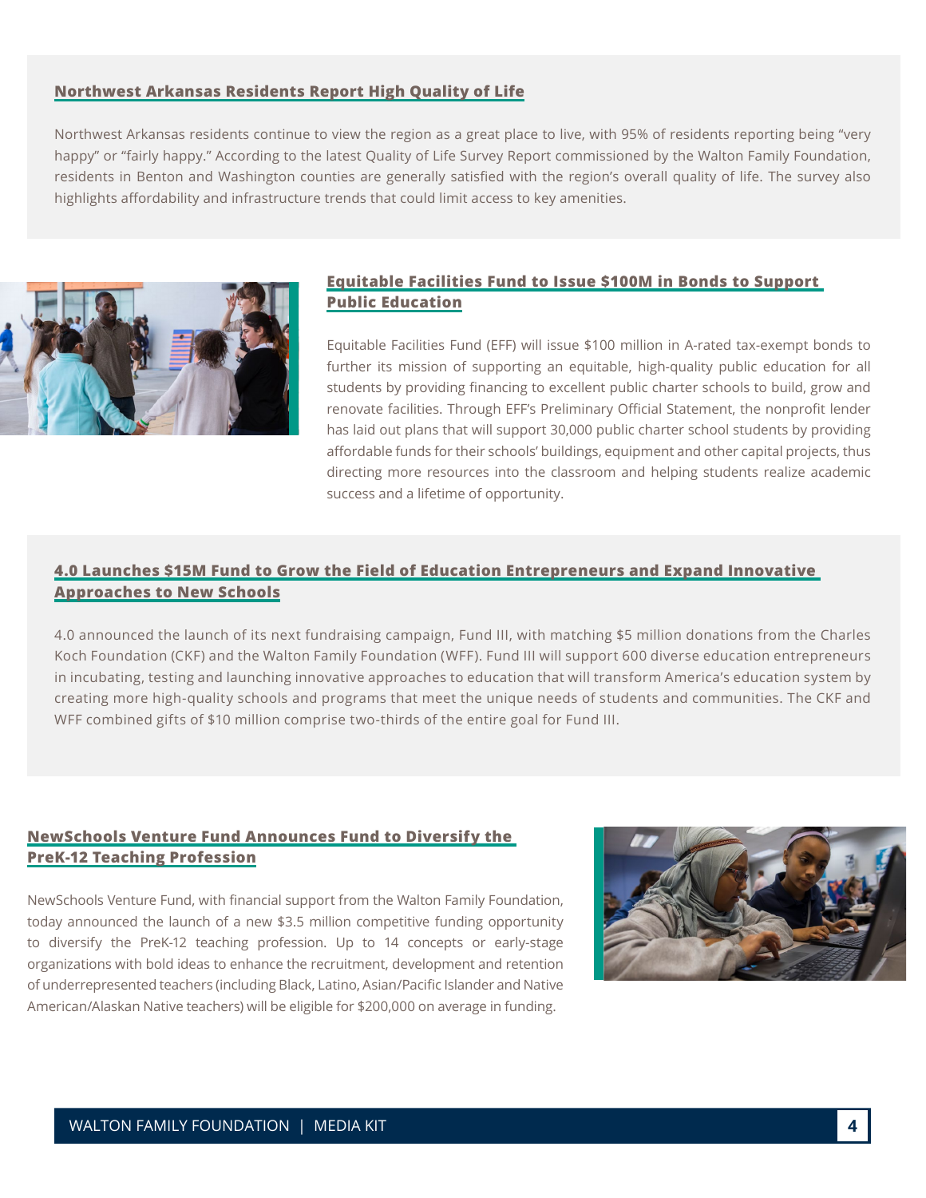## Northwest Arkansas Residents Report High Quality of Life

Northwest Arkansas residents continue to view the region as a great place to live, with 95% of residents reporting being "very happy" or "fairly happy." According to the latest Quality of Life Survey Report commissioned by the Walton Family Foundation, residents in Benton and Washington counties are generally satisfied with the region's overall quality of life. The survey also highlights affordability and infrastructure trends that could limit access to key amenities.

## Equitable Facilities Fund to Issue $100M in Bonds to Support Public Education

Equitable Facilities Fund (EFF) will issue $100 million in A-rated tax-exempt bonds to further its mission of supporting an equitable, high-quality public education for all students by providing financing to excellent public charter schools to build, grow and renovate facilities. Through EFF's Preliminary Official Statement, the nonprofit lender has laid out plans that will support 30,000 public charter school students by providing affordable funds for their schools' buildings, equipment and other capital projects, thus directing more resources into the classroom and helping students realize academic success and a lifetime of opportunity.

## 4.0 Launches $15M Fund to Grow the Field of Education Entrepreneurs and Expand Innovative Approaches to New Schools

4.0 announced the launch of its next fundraising campaign, Fund III, with matching $5 million donations from the Charles Koch Foundation (CKF) and the Walton Family Foundation (WFF). Fund III will support 600 diverse education entrepreneurs in incubating, testing and launching innovative approaches to education that will transform America's education system by creating more high-quality schools and programs that meet the unique needs of students and communities. The CKF and WFF combined gifts of $10 million comprise two-thirds of the entire goal for Fund III.

## NewSchools Venture Fund Announces Fund to Diversify the PreK-12 Teaching Profession

NewSchools Venture Fund, with financial support from the Walton Family Foundation, today announced the launch of a new $3.5 million competitive funding opportunity to diversify the PreK-12 teaching profession. Up to 14 concepts or early-stage organizations with bold ideas to enhance the recruitment, development and retention of underrepresented teachers (including Black, Latino, Asian/Pacific Islander and Native American/Alaskan Native teachers) will be eligible for $200,000 on average in funding.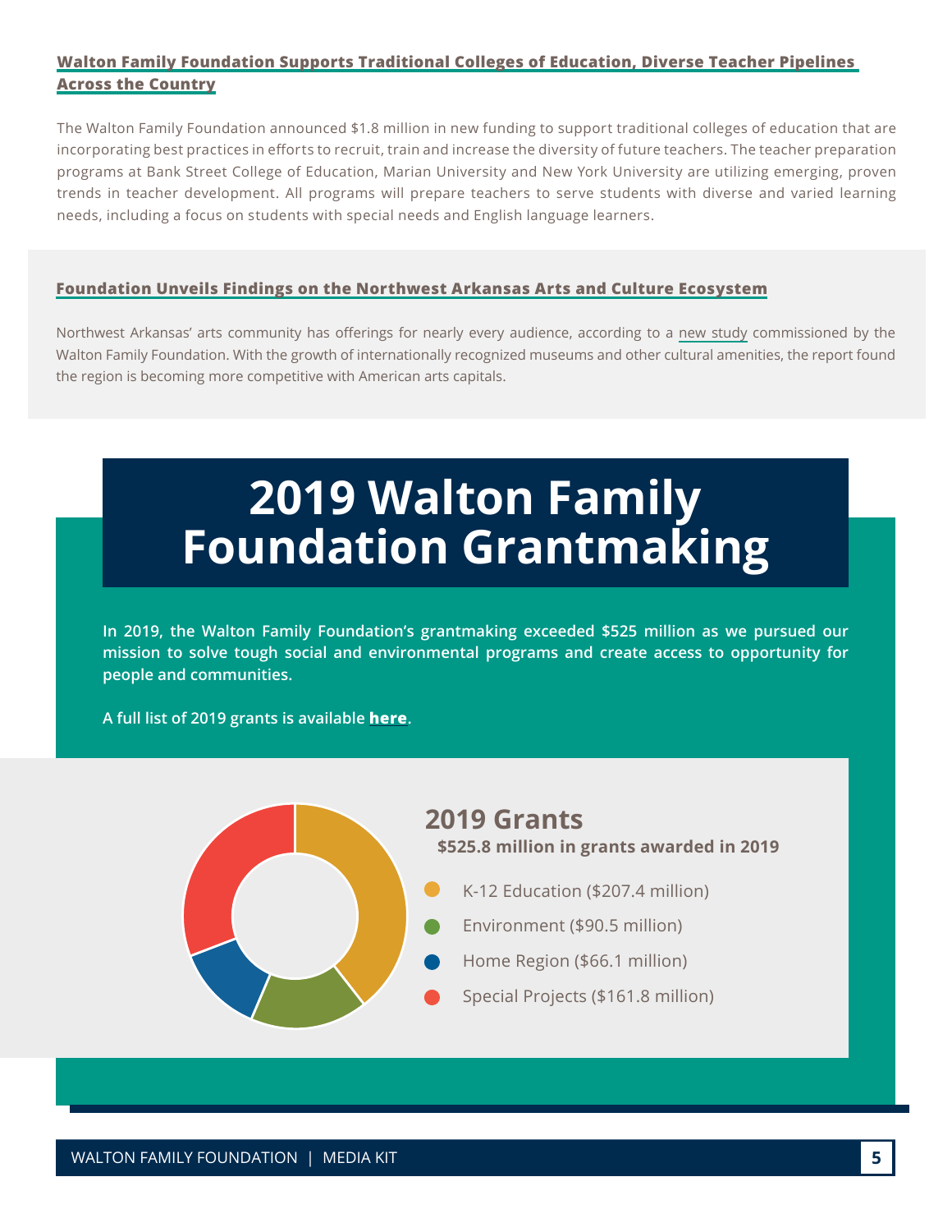**Walton Family Foundation Supports Traditional Colleges of Education, Diverse Teacher Pipelines Across the Country**

The Walton Family Foundation announced $1.8 million in new funding to support traditional colleges of education that are incorporating best practices in efforts to recruit, train and increase the diversity of future teachers. The teacher preparation programs at Bank Street College of Education, Marian University and New York University are utilizing emerging, proven trends in teacher development. All programs will prepare teachers to serve students with diverse and varied learning needs, including a focus on students with special needs and English language learners.

**Foundation Unveils Findings on the Northwest Arkansas Arts and Culture Ecosystem**

Northwest Arkansas' arts community has offerings for nearly every audience, according to a new study commissioned by the Walton Family Foundation. With the growth of internationally recognized museums and other cultural amenities, the report found the region is becoming more competitive with American arts capitals.

# 2019 Walton Family Foundation Grantmaking

**In 2019, the Walton Family Foundation's grantmaking exceeded $525 million as we pursued our mission to solve tough social and environmental programs and create access to opportunity for people and communities.**

**A full list of 2019 grants is available here.**

## 2019 Grants

**$525.8 million in grants awarded in 2019**

- K-12 Education ($207.4 million)
- Environment ($90.5 million)
- Home Region ($66.1 million)
- Special Projects ($161.8 million)